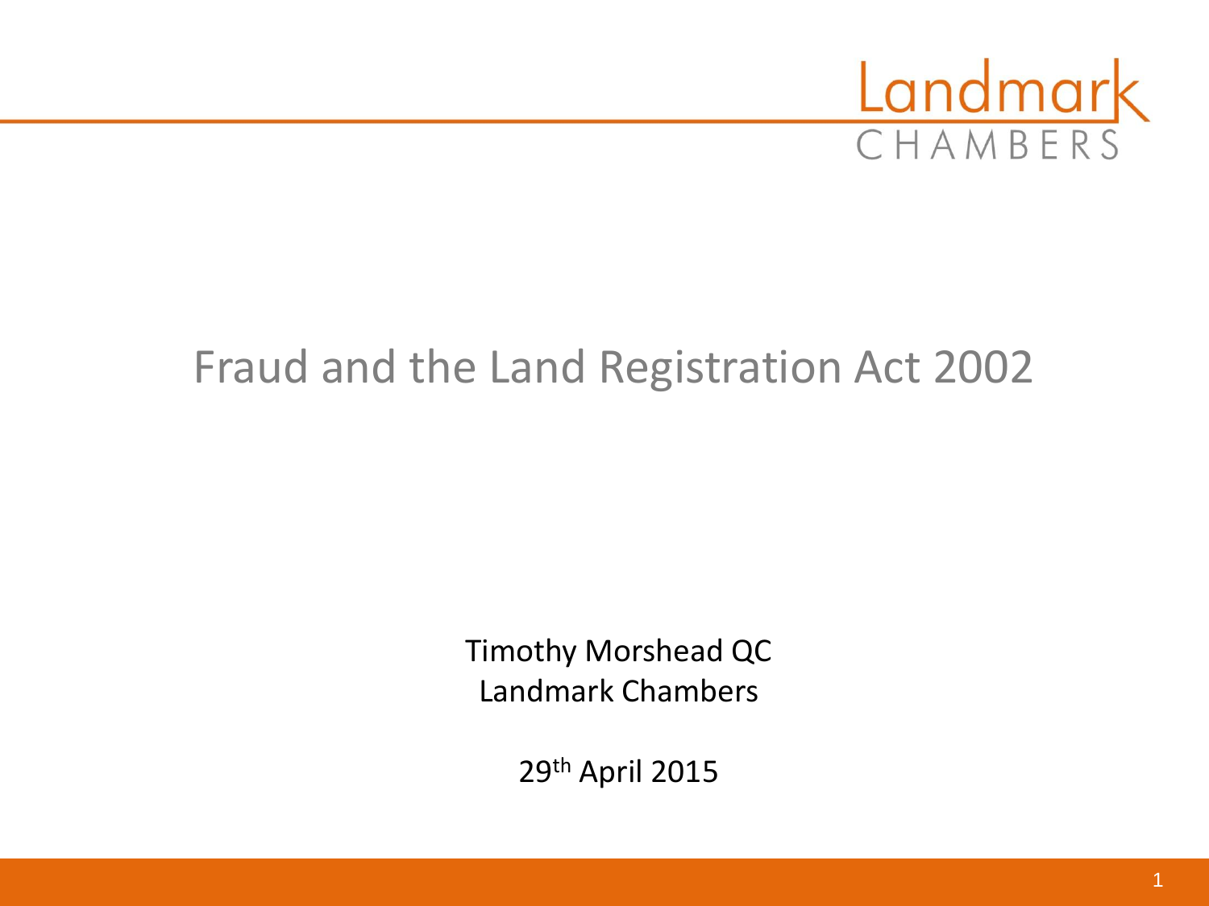Landmark
CHAMBERS

# Fraud and the Land Registration Act 2002

Timothy Morshead QC
Landmark Chambers

29th April 2015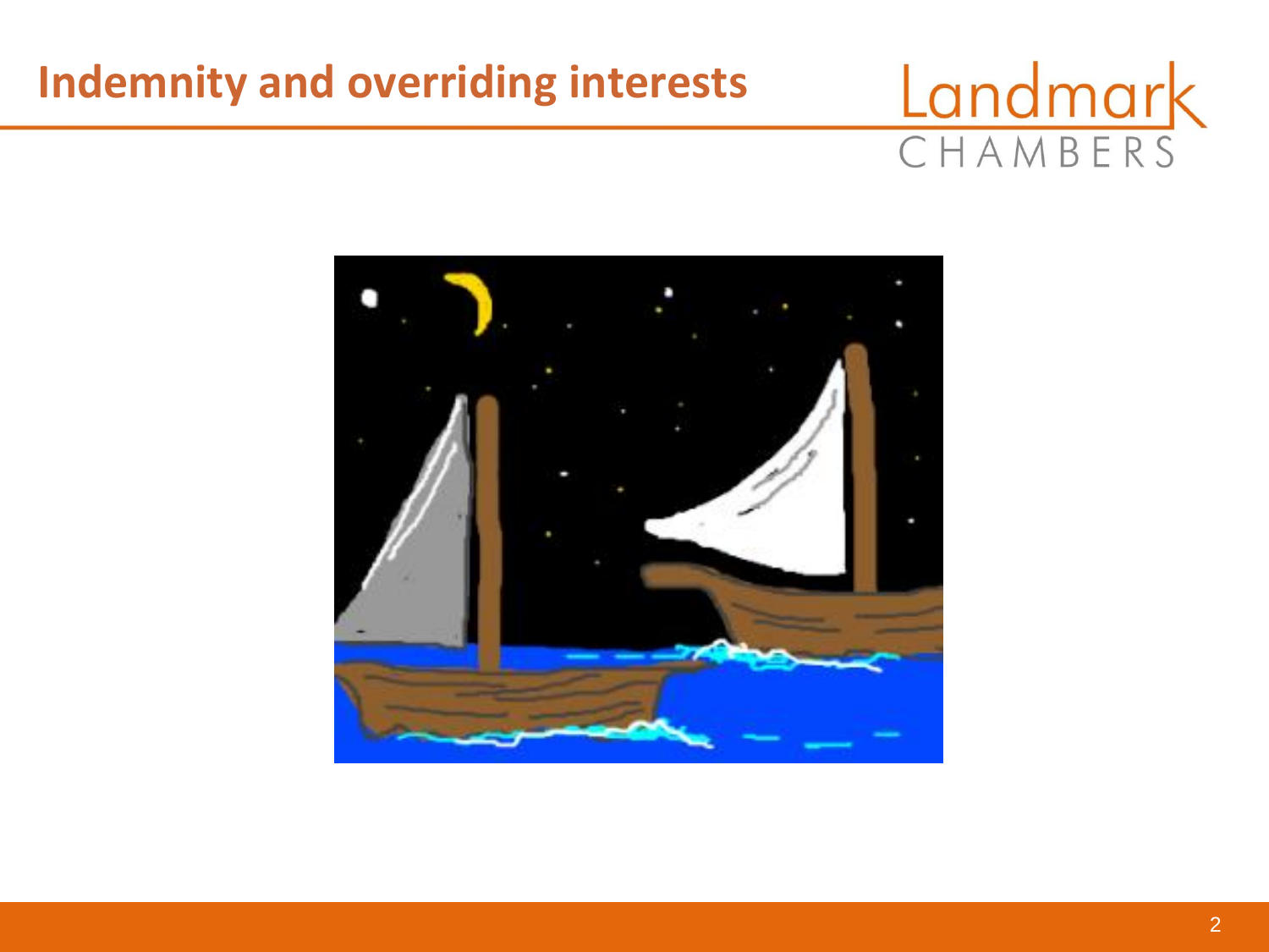# Indemnity and overriding interests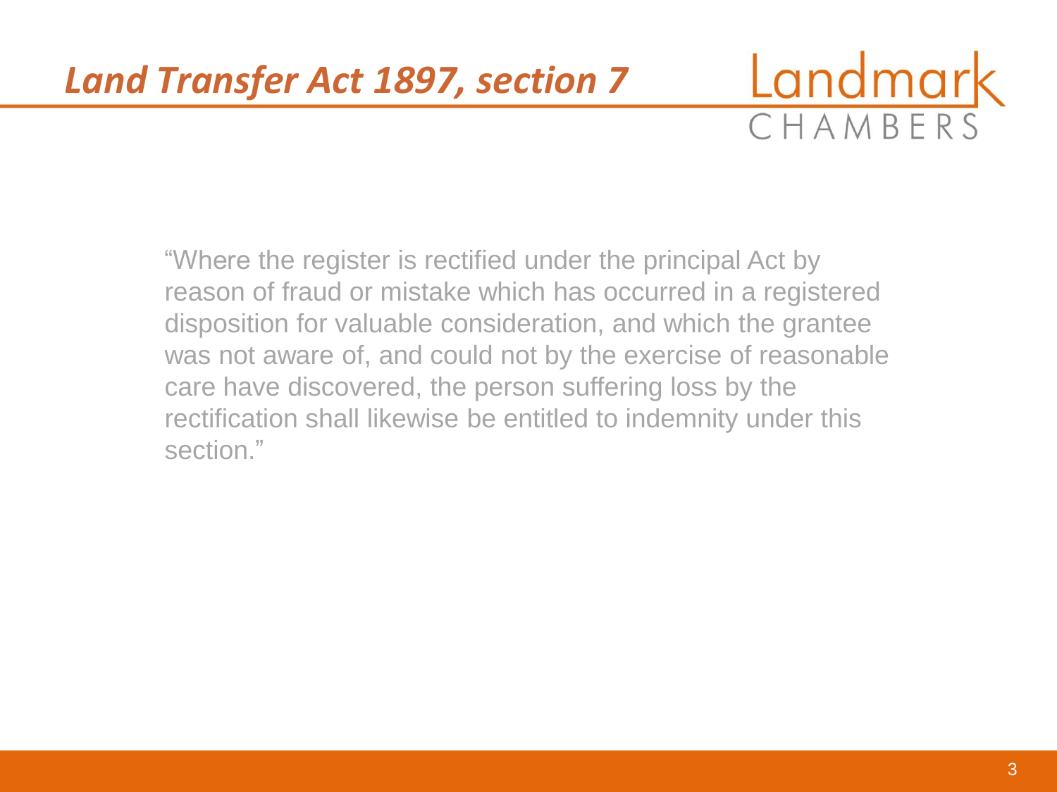# *Land Transfer Act 1897, section 7*

"Where the register is rectified under the principal Act by reason of fraud or mistake which has occurred in a registered disposition for valuable consideration, and which the grantee was not aware of, and could not by the exercise of reasonable care have discovered, the person suffering loss by the rectification shall likewise be entitled to indemnity under this section."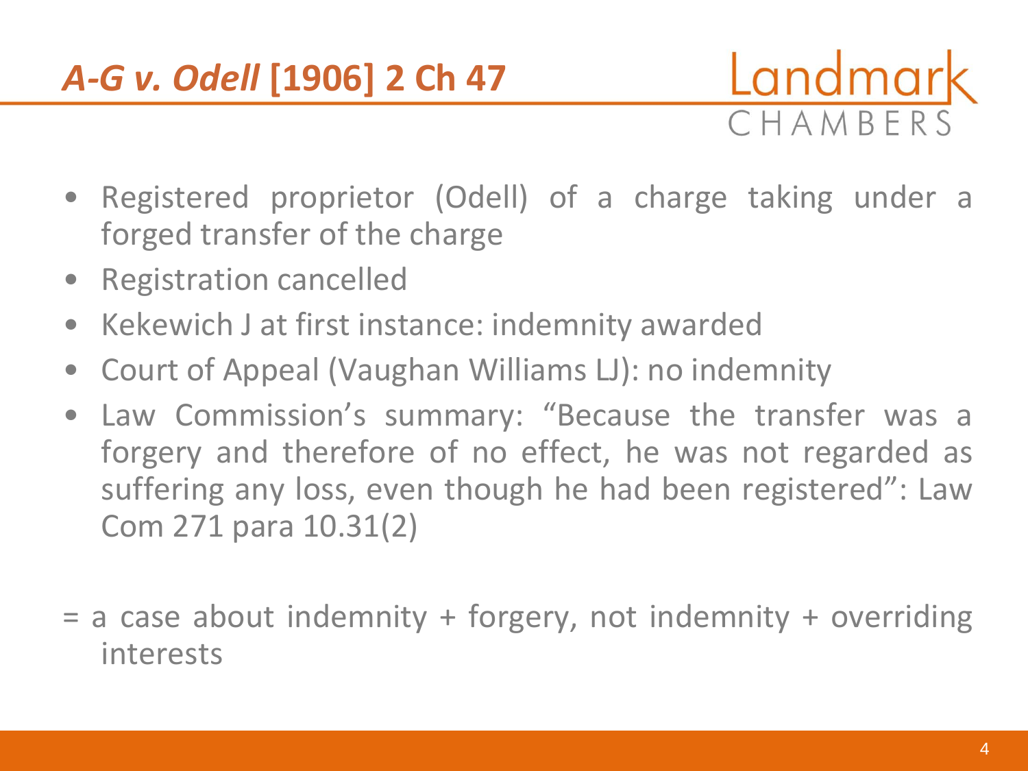## *A-G v. Odell* [1906] 2 Ch 47

- Registered proprietor (Odell) of a charge taking under a forged transfer of the charge
- Registration cancelled
- Kekewich J at first instance: indemnity awarded
- Court of Appeal (Vaughan Williams LJ): no indemnity
- Law Commission's summary: "Because the transfer was a forgery and therefore of no effect, he was not regarded as suffering any loss, even though he had been registered": Law Com 271 para 10.31(2)

= a case about indemnity + forgery, not indemnity + overriding interests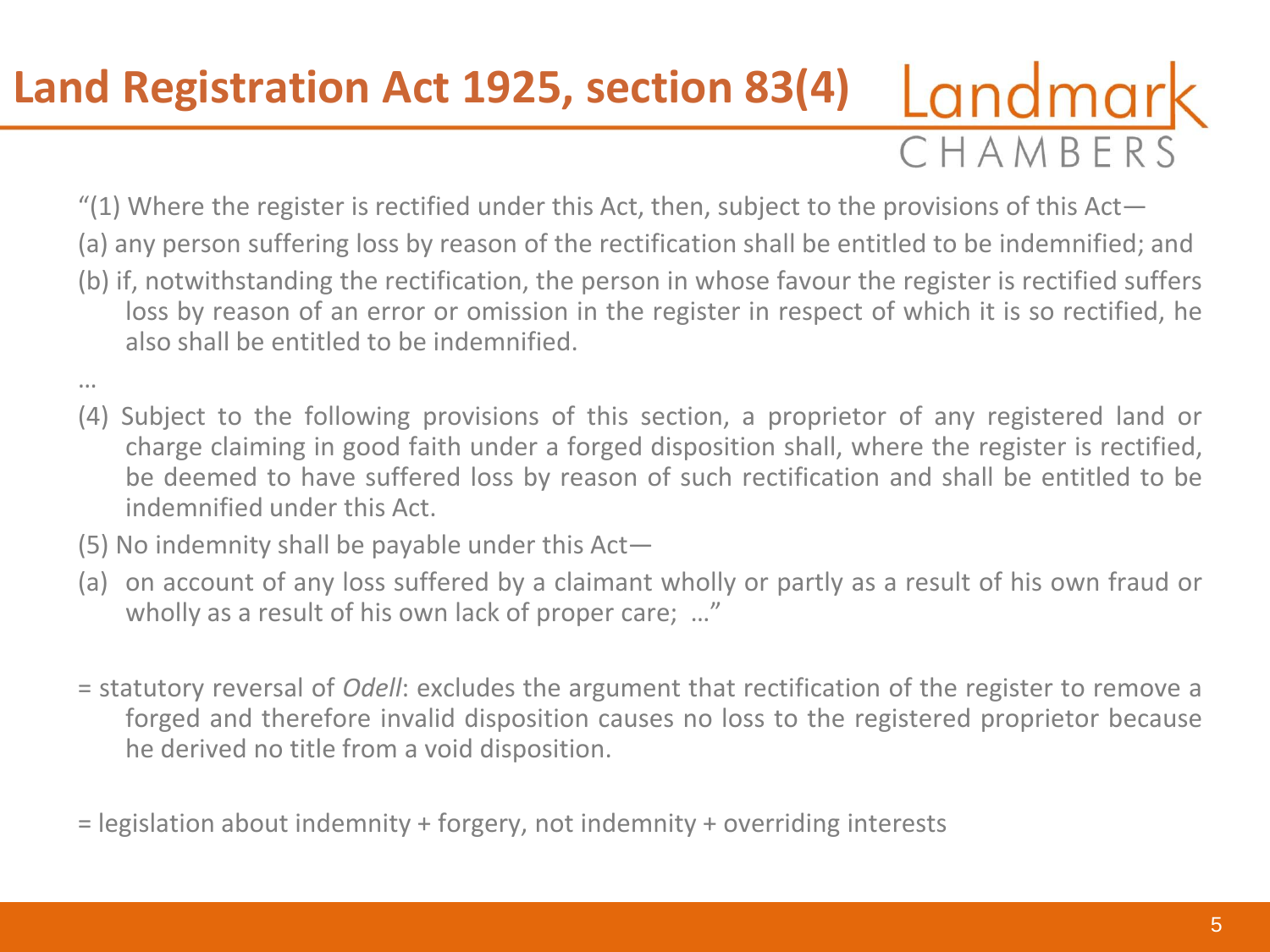# Land Registration Act 1925, section 83(4)

"(1) Where the register is rectified under this Act, then, subject to the provisions of this Act—

(a) any person suffering loss by reason of the rectification shall be entitled to be indemnified; and

(b) if, notwithstanding the rectification, the person in whose favour the register is rectified suffers loss by reason of an error or omission in the register in respect of which it is so rectified, he also shall be entitled to be indemnified.

…

(4) Subject to the following provisions of this section, a proprietor of any registered land or charge claiming in good faith under a forged disposition shall, where the register is rectified, be deemed to have suffered loss by reason of such rectification and shall be entitled to be indemnified under this Act.

(5) No indemnity shall be payable under this Act—

(a) on account of any loss suffered by a claimant wholly or partly as a result of his own fraud or wholly as a result of his own lack of proper care; …"

= statutory reversal of *Odell*: excludes the argument that rectification of the register to remove a forged and therefore invalid disposition causes no loss to the registered proprietor because he derived no title from a void disposition.

= legislation about indemnity + forgery, not indemnity + overriding interests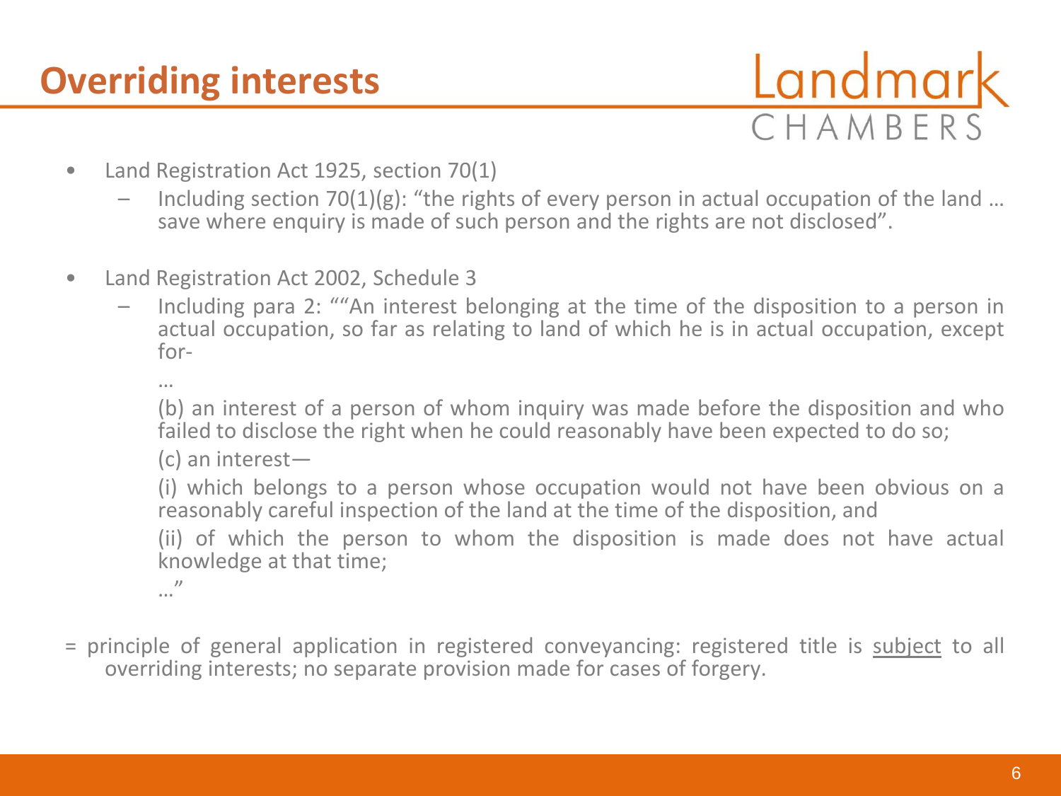# Overriding interests

- Land Registration Act 1925, section 70(1)
  - Including section 70(1)(g): "the rights of every person in actual occupation of the land … save where enquiry is made of such person and the rights are not disclosed".

- Land Registration Act 2002, Schedule 3
  - Including para 2: ""An interest belonging at the time of the disposition to a person in actual occupation, so far as relating to land of which he is in actual occupation, except for-

    …

    (b) an interest of a person of whom inquiry was made before the disposition and who failed to disclose the right when he could reasonably have been expected to do so;

    (c) an interest—

    (i) which belongs to a person whose occupation would not have been obvious on a reasonably careful inspection of the land at the time of the disposition, and

    (ii) of which the person to whom the disposition is made does not have actual knowledge at that time;

    …"

= principle of general application in registered conveyancing: registered title is <u>subject</u> to all overriding interests; no separate provision made for cases of forgery.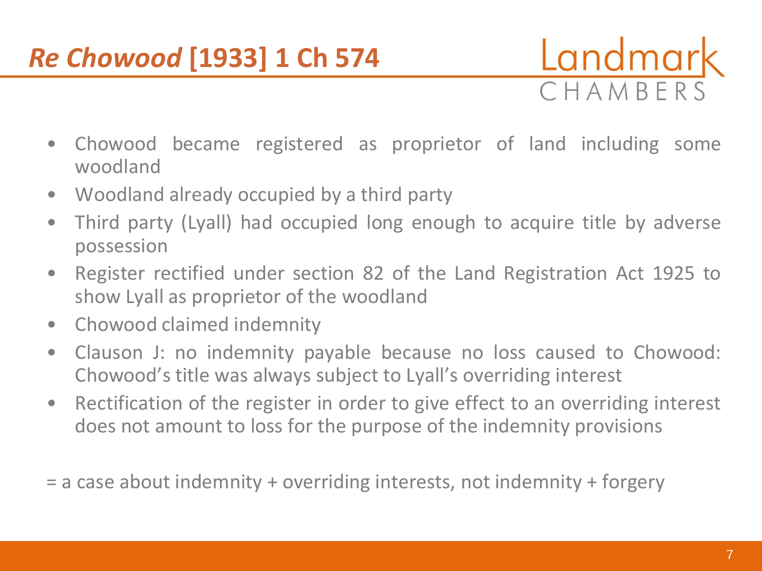# *Re Chowood* [1933] 1 Ch 574

- Chowood became registered as proprietor of land including some woodland
- Woodland already occupied by a third party
- Third party (Lyall) had occupied long enough to acquire title by adverse possession
- Register rectified under section 82 of the Land Registration Act 1925 to show Lyall as proprietor of the woodland
- Chowood claimed indemnity
- Clauson J: no indemnity payable because no loss caused to Chowood: Chowood's title was always subject to Lyall's overriding interest
- Rectification of the register in order to give effect to an overriding interest does not amount to loss for the purpose of the indemnity provisions

= a case about indemnity + overriding interests, not indemnity + forgery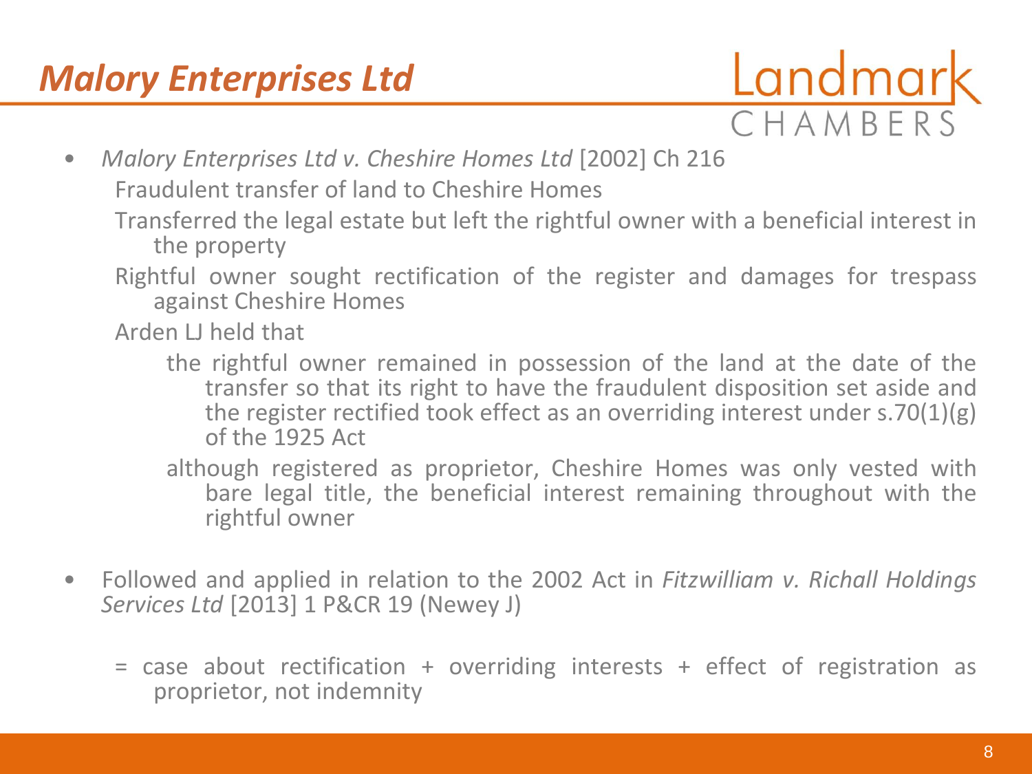# *Malory Enterprises Ltd*

- *Malory Enterprises Ltd v. Cheshire Homes Ltd* [2002] Ch 216
  - Fraudulent transfer of land to Cheshire Homes
  - Transferred the legal estate but left the rightful owner with a beneficial interest in the property
  - Rightful owner sought rectification of the register and damages for trespass against Cheshire Homes
  - Arden LJ held that
    - the rightful owner remained in possession of the land at the date of the transfer so that its right to have the fraudulent disposition set aside and the register rectified took effect as an overriding interest under s.70(1)(g) of the 1925 Act
    - although registered as proprietor, Cheshire Homes was only vested with bare legal title, the beneficial interest remaining throughout with the rightful owner

- Followed and applied in relation to the 2002 Act in *Fitzwilliam v. Richall Holdings Services Ltd* [2013] 1 P&CR 19 (Newey J)

  = case about rectification + overriding interests + effect of registration as proprietor, not indemnity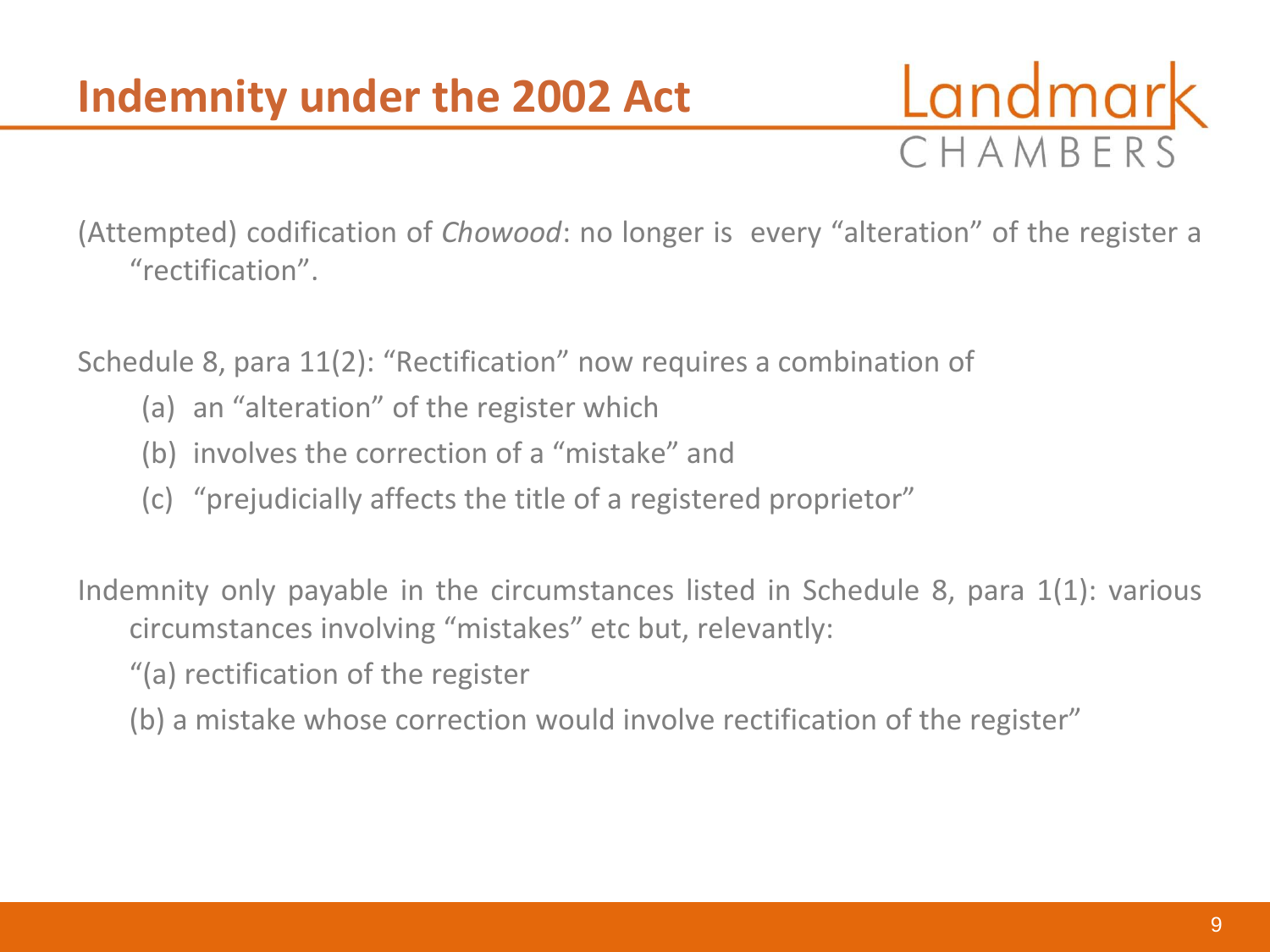# Indemnity under the 2002 Act

(Attempted) codification of *Chowood*: no longer is every "alteration" of the register a "rectification".

Schedule 8, para 11(2): "Rectification" now requires a combination of

(a) an "alteration" of the register which
(b) involves the correction of a "mistake" and
(c) "prejudicially affects the title of a registered proprietor"

Indemnity only payable in the circumstances listed in Schedule 8, para 1(1): various circumstances involving "mistakes" etc but, relevantly:

"(a) rectification of the register

(b) a mistake whose correction would involve rectification of the register"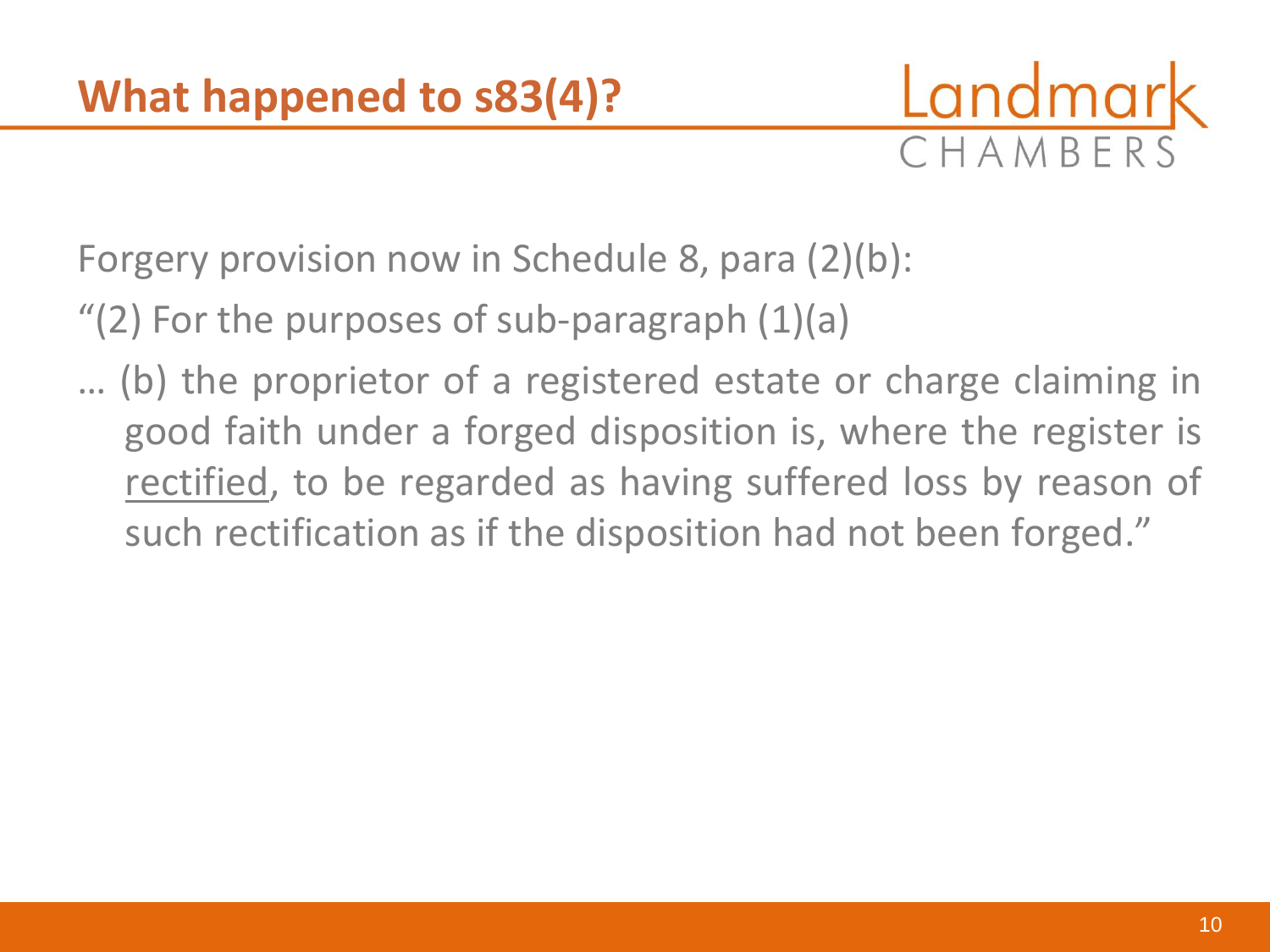# What happened to s83(4)?

Forgery provision now in Schedule 8, para (2)(b):

"(2) For the purposes of sub-paragraph (1)(a)

… (b) the proprietor of a registered estate or charge claiming in good faith under a forged disposition is, where the register is <u>rectified</u>, to be regarded as having suffered loss by reason of such rectification as if the disposition had not been forged."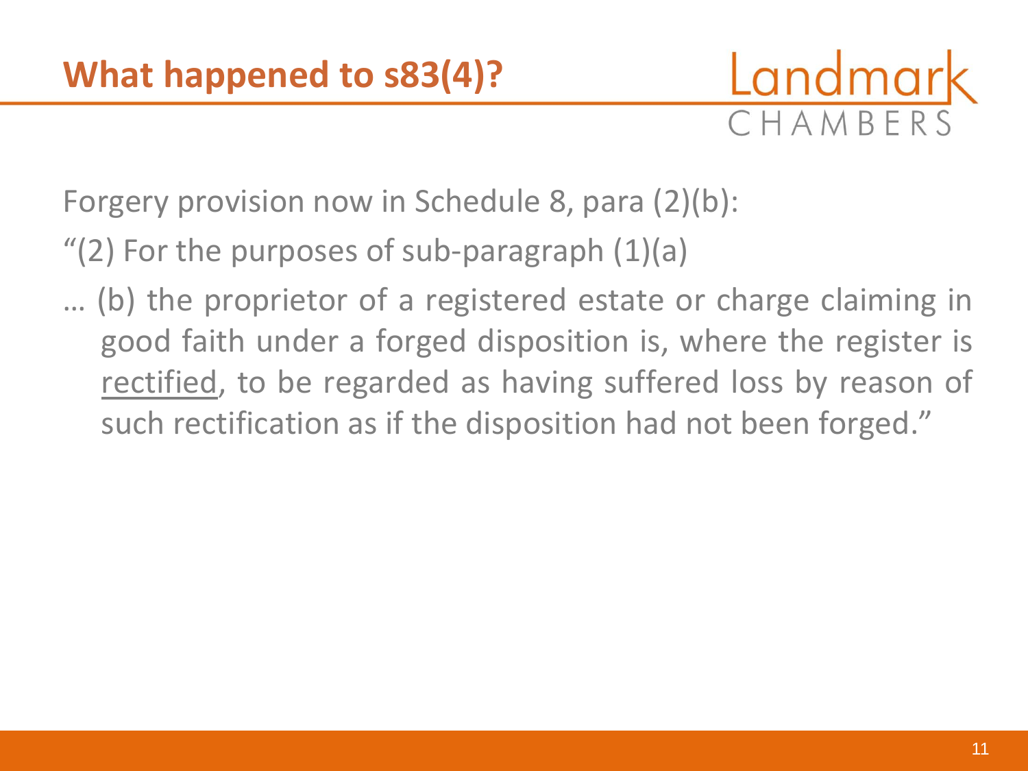# What happened to s83(4)?

Forgery provision now in Schedule 8, para (2)(b):

"(2) For the purposes of sub-paragraph (1)(a)

… (b) the proprietor of a registered estate or charge claiming in good faith under a forged disposition is, where the register is <u>rectified</u>, to be regarded as having suffered loss by reason of such rectification as if the disposition had not been forged."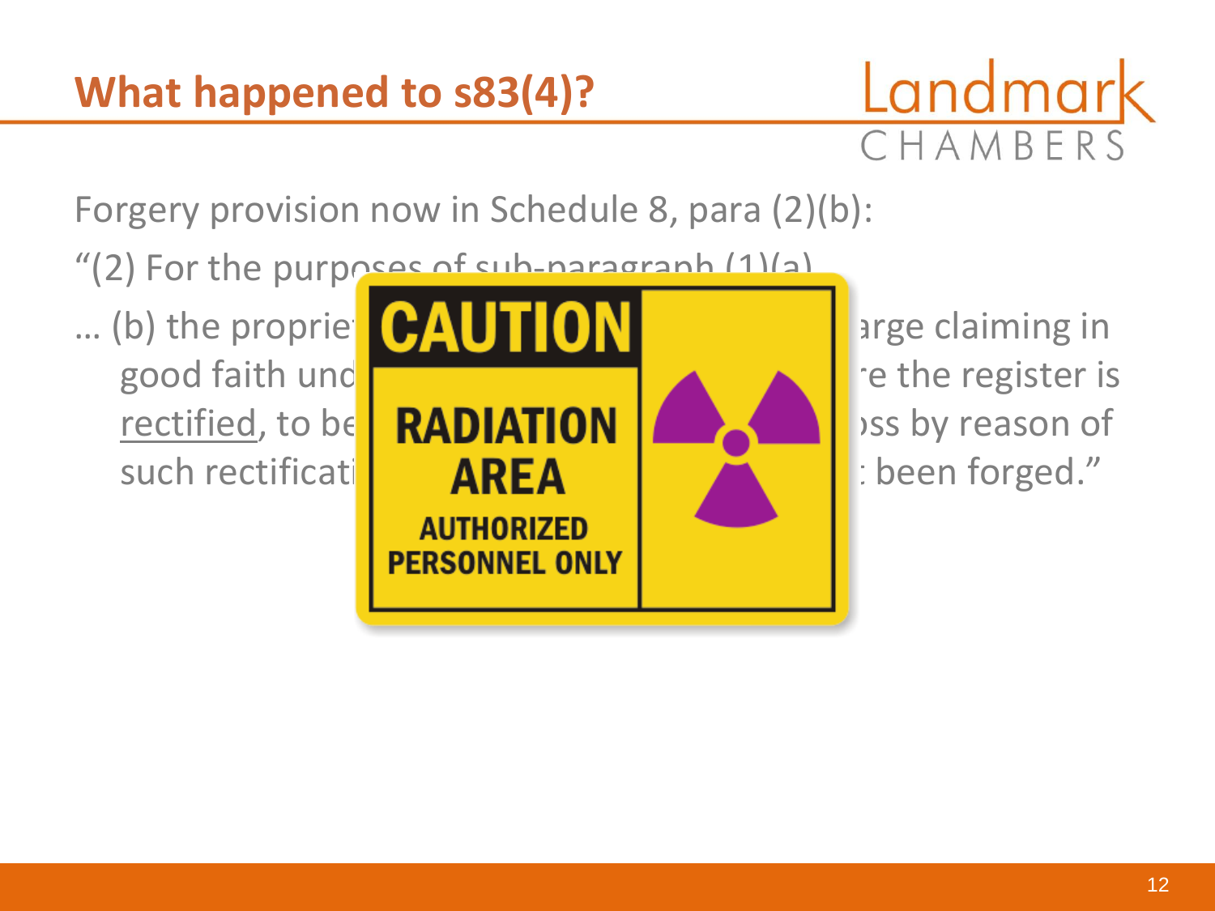## What happened to s83(4)?

Forgery provision now in Schedule 8, para (2)(b):

"(2) For the purposes of sub-paragraph (1)(a)

… (b) the propri arge claiming in good faith und e the register is rectified, to be ss by reason of such rectificati been forged."

CAUTION

RADIATION AREA

AUTHORIZED PERSONNEL ONLY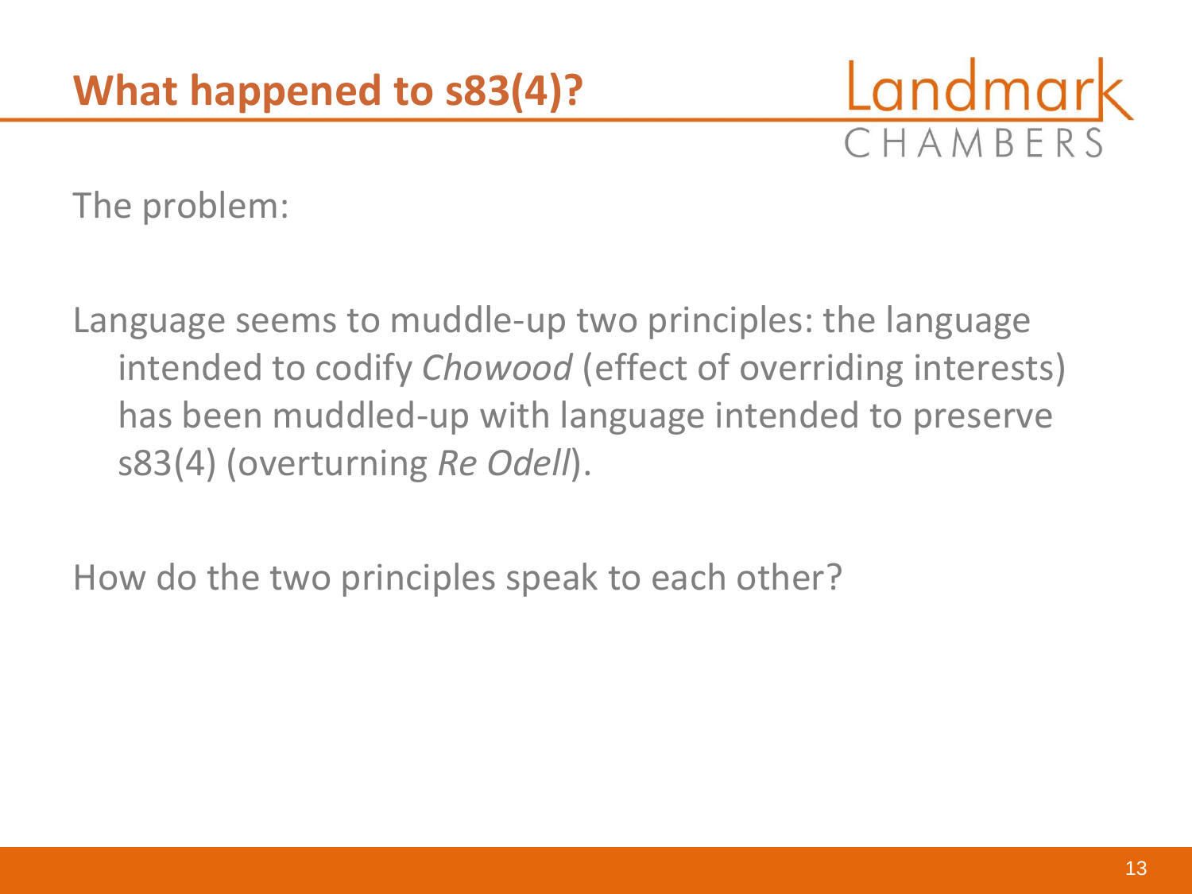# What happened to s83(4)?

The problem:

Language seems to muddle-up two principles: the language intended to codify *Chowood* (effect of overriding interests) has been muddled-up with language intended to preserve s83(4) (overturning *Re Odell*).

How do the two principles speak to each other?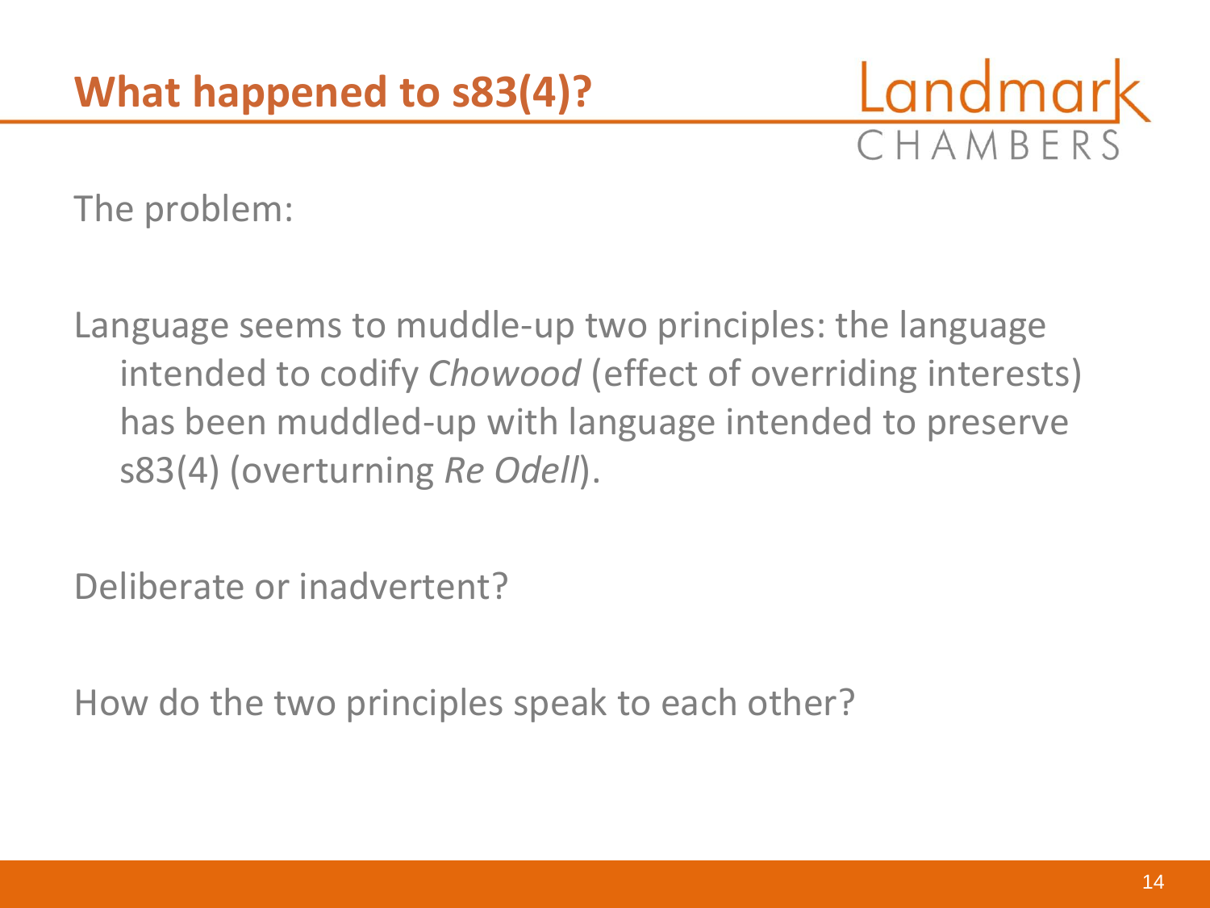## What happened to s83(4)?

The problem:

Language seems to muddle-up two principles: the language intended to codify *Chowood* (effect of overriding interests) has been muddled-up with language intended to preserve s83(4) (overturning *Re Odell*).

Deliberate or inadvertent?

How do the two principles speak to each other?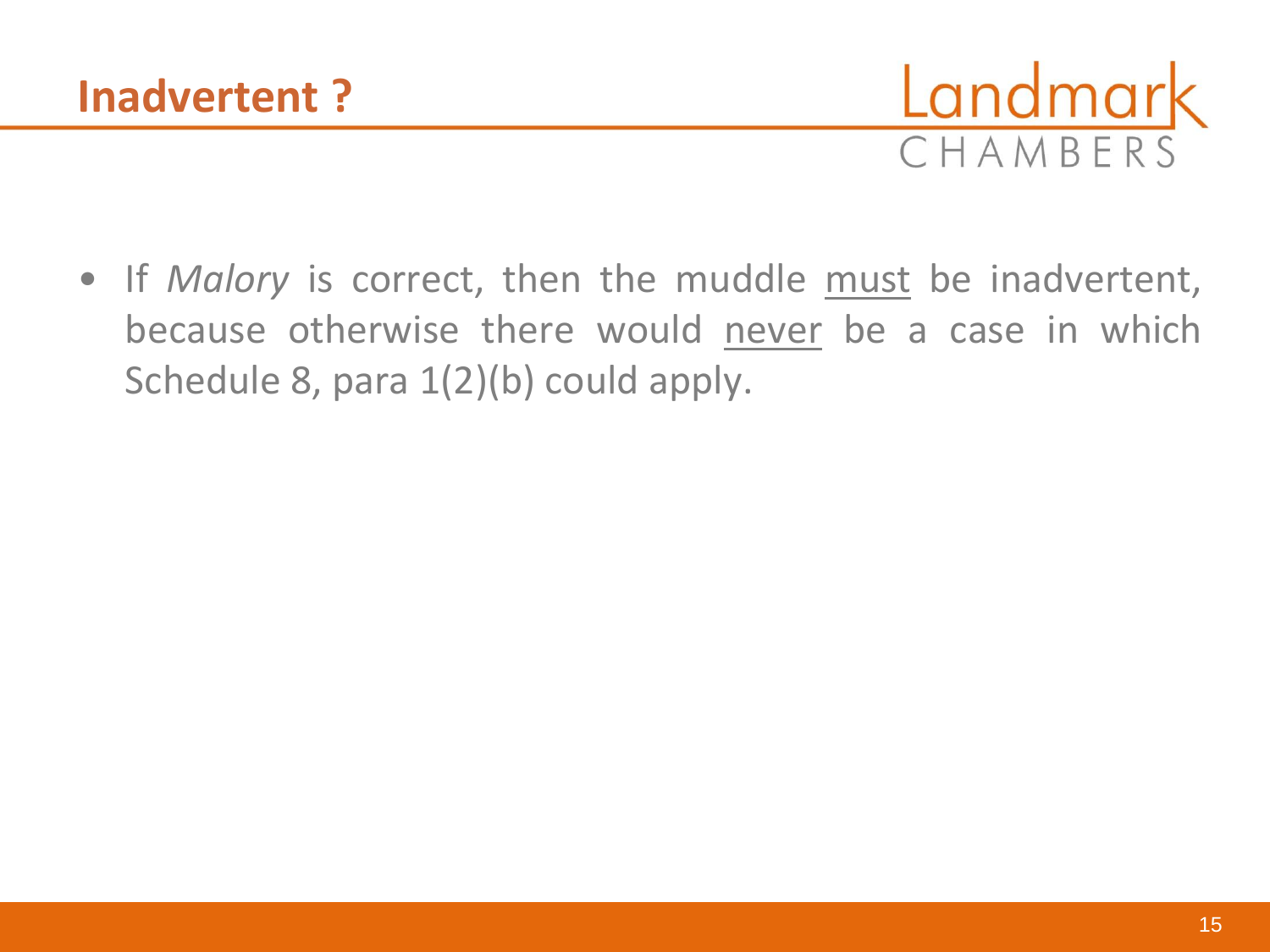## Inadvertent ?

- If *Malory* is correct, then the muddle <u>must</u> be inadvertent, because otherwise there would <u>never</u> be a case in which Schedule 8, para 1(2)(b) could apply.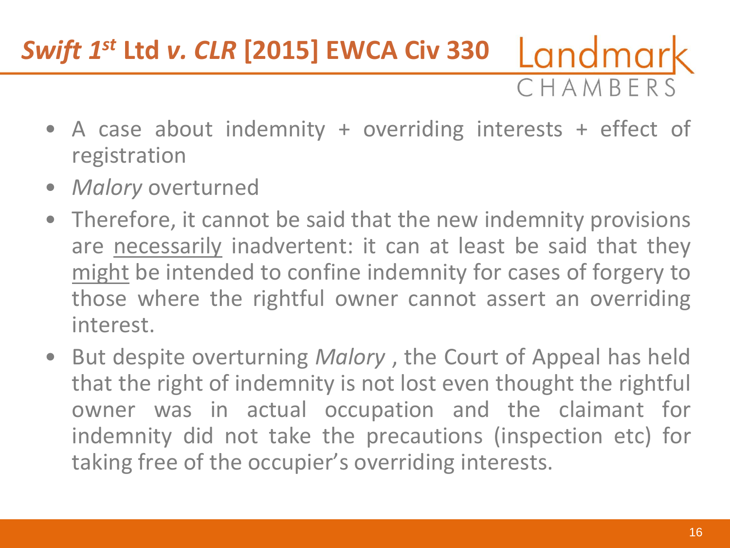## *Swift 1st* Ltd *v. CLR* [2015] EWCA Civ 330

- A case about indemnity + overriding interests + effect of registration
- *Malory* overturned
- Therefore, it cannot be said that the new indemnity provisions are necessarily inadvertent: it can at least be said that they might be intended to confine indemnity for cases of forgery to those where the rightful owner cannot assert an overriding interest.
- But despite overturning *Malory* , the Court of Appeal has held that the right of indemnity is not lost even thought the rightful owner was in actual occupation and the claimant for indemnity did not take the precautions (inspection etc) for taking free of the occupier's overriding interests.